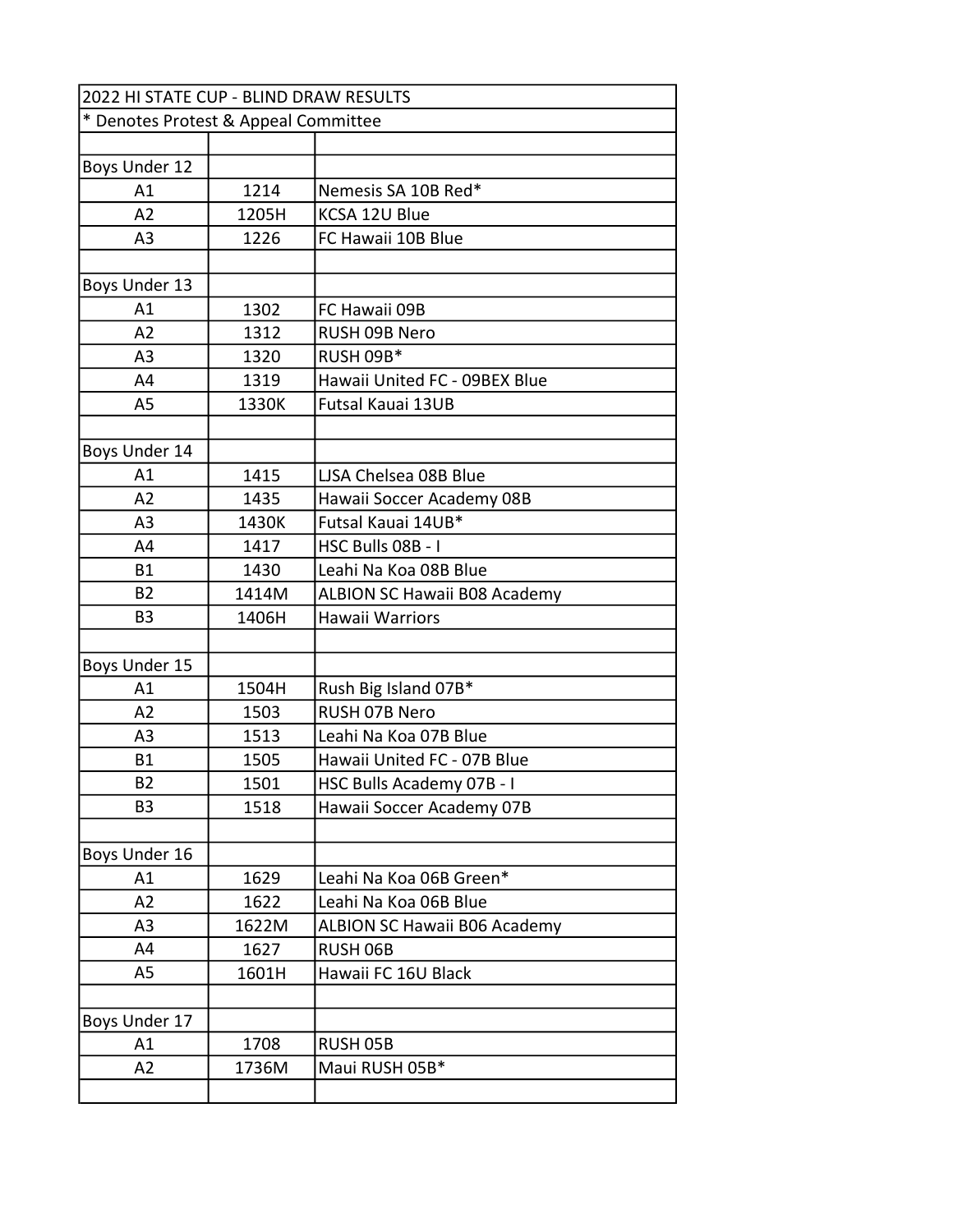| 2022 HI STATE CUP - BLIND DRAW RESULTS | | |
|---|---|---|
| * Denotes Protest & Appeal Committee | | |
| | | |
| Boys Under 12 | | |
| A1 | 1214 | Nemesis SA 10B Red* |
| A2 | 1205H | KCSA 12U Blue |
| A3 | 1226 | FC Hawaii 10B Blue |
| | | |
| Boys Under 13 | | |
| A1 | 1302 | FC Hawaii 09B |
| A2 | 1312 | RUSH 09B Nero |
| A3 | 1320 | RUSH 09B* |
| A4 | 1319 | Hawaii United FC - 09BEX Blue |
| A5 | 1330K | Futsal Kauai 13UB |
| | | |
| Boys Under 14 | | |
| A1 | 1415 | LJSA Chelsea 08B Blue |
| A2 | 1435 | Hawaii Soccer Academy 08B |
| A3 | 1430K | Futsal Kauai 14UB* |
| A4 | 1417 | HSC Bulls 08B - I |
| B1 | 1430 | Leahi Na Koa 08B Blue |
| B2 | 1414M | ALBION SC Hawaii B08 Academy |
| B3 | 1406H | Hawaii Warriors |
| | | |
| Boys Under 15 | | |
| A1 | 1504H | Rush Big Island 07B* |
| A2 | 1503 | RUSH 07B Nero |
| A3 | 1513 | Leahi Na Koa 07B Blue |
| B1 | 1505 | Hawaii United FC - 07B Blue |
| B2 | 1501 | HSC Bulls Academy 07B - I |
| B3 | 1518 | Hawaii Soccer Academy 07B |
| | | |
| Boys Under 16 | | |
| A1 | 1629 | Leahi Na Koa 06B Green* |
| A2 | 1622 | Leahi Na Koa 06B Blue |
| A3 | 1622M | ALBION SC Hawaii B06 Academy |
| A4 | 1627 | RUSH 06B |
| A5 | 1601H | Hawaii FC 16U Black |
| | | |
| Boys Under 17 | | |
| A1 | 1708 | RUSH 05B |
| A2 | 1736M | Maui RUSH 05B* |
| | | |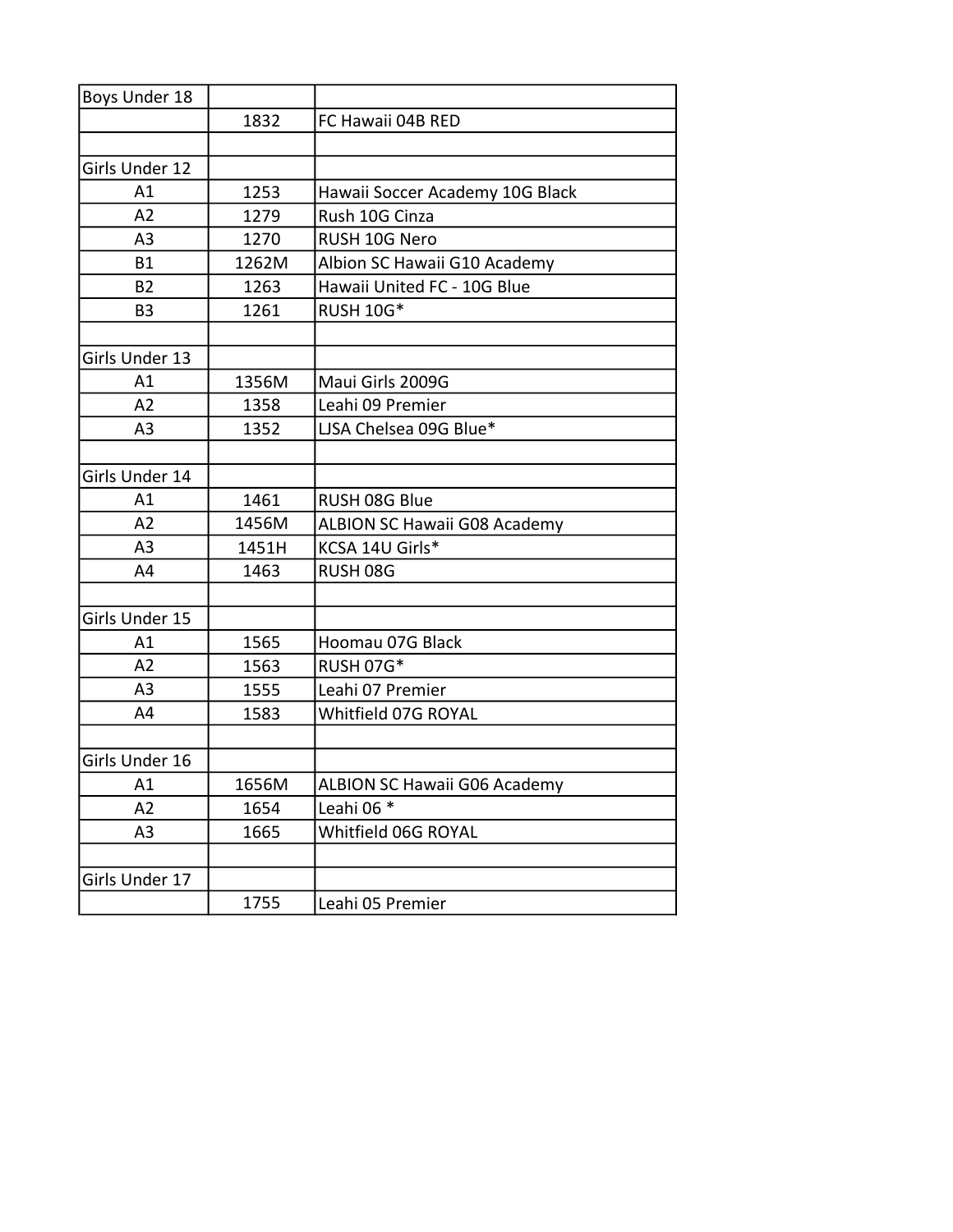| | | |
|---|---|---|
| Boys Under 18 | | |
| | 1832 | FC Hawaii 04B RED |
| | | |
| Girls Under 12 | | |
| A1 | 1253 | Hawaii Soccer Academy 10G Black |
| A2 | 1279 | Rush 10G Cinza |
| A3 | 1270 | RUSH 10G Nero |
| B1 | 1262M | Albion SC Hawaii G10 Academy |
| B2 | 1263 | Hawaii United FC - 10G Blue |
| B3 | 1261 | RUSH 10G* |
| | | |
| Girls Under 13 | | |
| A1 | 1356M | Maui Girls 2009G |
| A2 | 1358 | Leahi 09 Premier |
| A3 | 1352 | LJSA Chelsea 09G Blue* |
| | | |
| Girls Under 14 | | |
| A1 | 1461 | RUSH 08G Blue |
| A2 | 1456M | ALBION SC Hawaii G08 Academy |
| A3 | 1451H | KCSA 14U Girls* |
| A4 | 1463 | RUSH 08G |
| | | |
| Girls Under 15 | | |
| A1 | 1565 | Hoomau 07G Black |
| A2 | 1563 | RUSH 07G* |
| A3 | 1555 | Leahi 07 Premier |
| A4 | 1583 | Whitfield 07G ROYAL |
| | | |
| Girls Under 16 | | |
| A1 | 1656M | ALBION SC Hawaii G06 Academy |
| A2 | 1654 | Leahi 06 * |
| A3 | 1665 | Whitfield 06G ROYAL |
| | | |
| Girls Under 17 | | |
| | 1755 | Leahi 05 Premier |